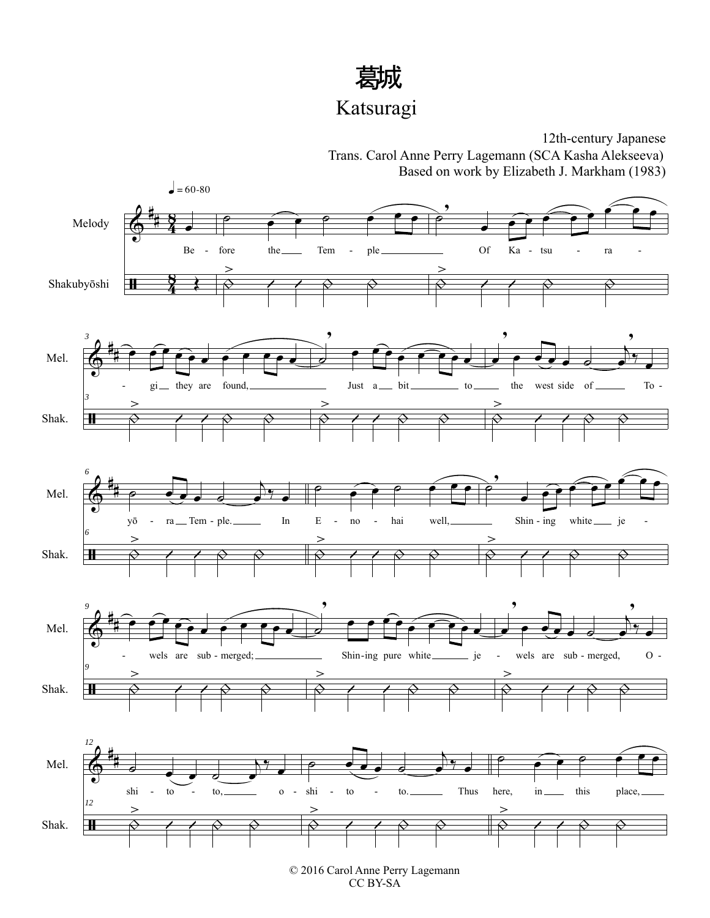# 葛城

## Katsuragi

12th-century Japanese
Trans. Carol Anne Perry Lagemann (SCA Kasha Alekseeva)
Based on work by Elizabeth J. Markham (1983)

♩ = 60-80

Melody

Shakubyōshi

Be - fore the Tem - ple Of Ka - tsu - ra - gi they are found, Just a bit to the west side of To - yō - ra Tem - ple. In E - no - hai well, Shin - ing white je - wels are sub - merged; Shin - ing pure white je - wels are sub - merged, O - shi - to - to, o - shi - to - to. Thus here, in this place,

© 2016 Carol Anne Perry Lagemann
CC BY-SA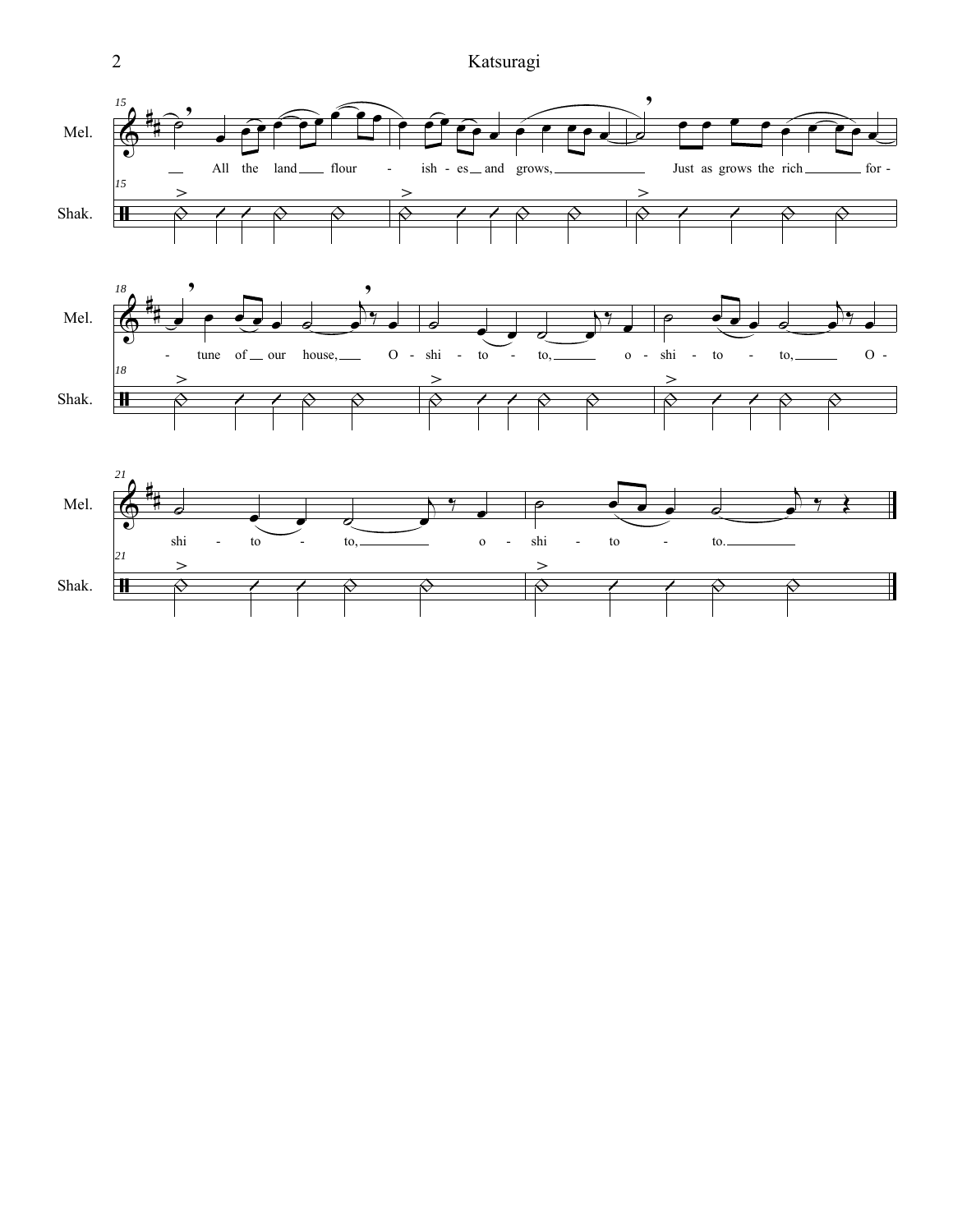Mel.

All the land flour - ish - es and grows, Just as grows the rich for - tune of our house, O - shi - to - to, o - shi - to - to, O - shi - to - to, o - shi - to - to.

Shak.